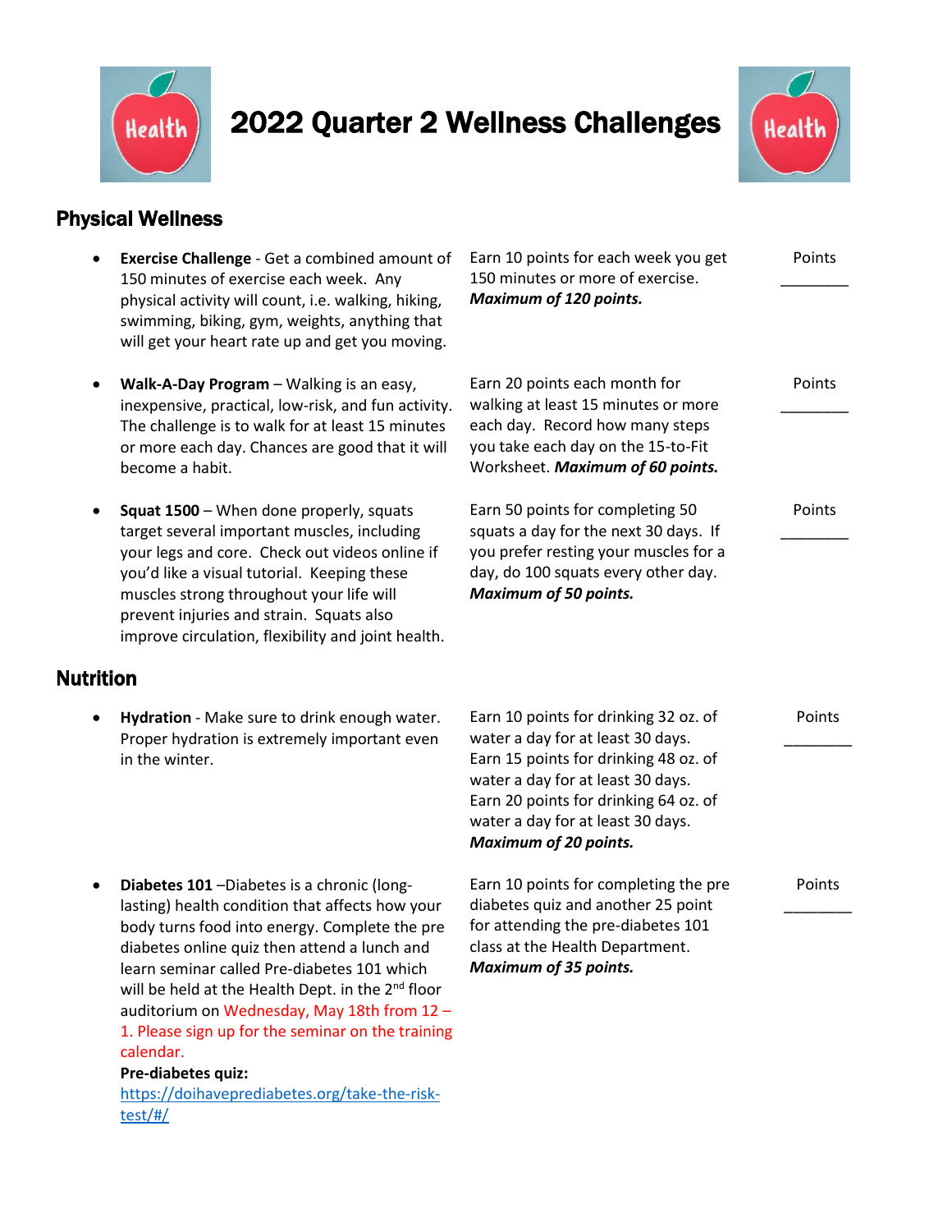# 2022 Quarter 2 Wellness Challenges

## Physical Wellness

| Challenge | Points Earned | Points |
|---|---|---|
| **Exercise Challenge** - Get a combined amount of 150 minutes of exercise each week. Any physical activity will count, i.e. walking, hiking, swimming, biking, gym, weights, anything that will get your heart rate up and get you moving. | Earn 10 points for each week you get 150 minutes or more of exercise. ***Maximum of 120 points.*** | Points ________ |
| **Walk-A-Day Program** – Walking is an easy, inexpensive, practical, low-risk, and fun activity. The challenge is to walk for at least 15 minutes or more each day. Chances are good that it will become a habit. | Earn 20 points each month for walking at least 15 minutes or more each day. Record how many steps you take each day on the 15-to-Fit Worksheet. ***Maximum of 60 points.*** | Points ________ |
| **Squat 1500** – When done properly, squats target several important muscles, including your legs and core. Check out videos online if you'd like a visual tutorial. Keeping these muscles strong throughout your life will prevent injuries and strain. Squats also improve circulation, flexibility and joint health. | Earn 50 points for completing 50 squats a day for the next 30 days. If you prefer resting your muscles for a day, do 100 squats every other day. ***Maximum of 50 points.*** | Points ________ |

## Nutrition

| Challenge | Points Earned | Points |
|---|---|---|
| **Hydration** - Make sure to drink enough water. Proper hydration is extremely important even in the winter. | Earn 10 points for drinking 32 oz. of water a day for at least 30 days. Earn 15 points for drinking 48 oz. of water a day for at least 30 days. Earn 20 points for drinking 64 oz. of water a day for at least 30 days. ***Maximum of 20 points.*** | Points ________ |
| **Diabetes 101** –Diabetes is a chronic (long-lasting) health condition that affects how your body turns food into energy. Complete the pre diabetes online quiz then attend a lunch and learn seminar called Pre-diabetes 101 which will be held at the Health Dept. in the 2nd floor auditorium on Wednesday, May 18th from 12 – 1. Please sign up for the seminar on the training calendar. **Pre-diabetes quiz:** https://doihaveprediabetes.org/take-the-risk-test/#/ | Earn 10 points for completing the pre diabetes quiz and another 25 point for attending the pre-diabetes 101 class at the Health Department. ***Maximum of 35 points.*** | Points ________ |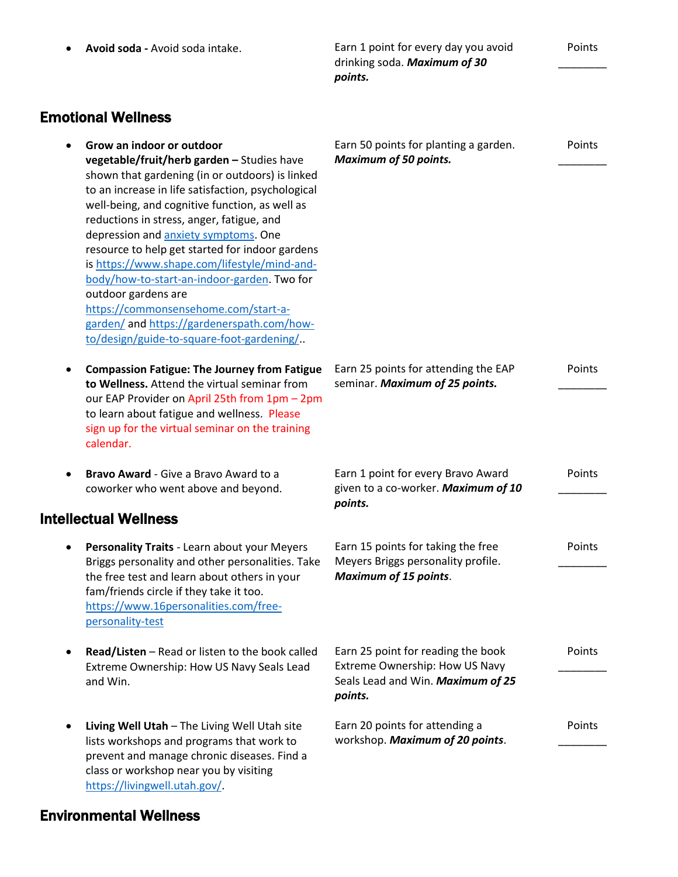| Activity | Points Earned | Points |
|---|---|---|
| • **Avoid soda -** Avoid soda intake. | Earn 1 point for every day you avoid drinking soda. ***Maximum of 30 points.*** | Points ________ |

## Emotional Wellness

| Activity | Points Earned | Points |
|---|---|---|
| • **Grow an indoor or outdoor vegetable/fruit/herb garden –** Studies have shown that gardening (in or outdoors) is linked to an increase in life satisfaction, psychological well-being, and cognitive function, as well as reductions in stress, anger, fatigue, and depression and anxiety symptoms. One resource to help get started for indoor gardens is https://www.shape.com/lifestyle/mind-and-body/how-to-start-an-indoor-garden. Two for outdoor gardens are https://commonsensehome.com/start-a-garden/ and https://gardenerspath.com/how-to/design/guide-to-square-foot-gardening/.. | Earn 50 points for planting a garden. ***Maximum of 50 points.*** | Points ________ |
| • **Compassion Fatigue: The Journey from Fatigue to Wellness.** Attend the virtual seminar from our EAP Provider on April 25th from 1pm – 2pm to learn about fatigue and wellness. Please sign up for the virtual seminar on the training calendar. | Earn 25 points for attending the EAP seminar. ***Maximum of 25 points.*** | Points ________ |
| • **Bravo Award** - Give a Bravo Award to a coworker who went above and beyond. | Earn 1 point for every Bravo Award given to a co-worker. ***Maximum of 10 points.*** | Points ________ |

## Intellectual Wellness

| Activity | Points Earned | Points |
|---|---|---|
| • **Personality Traits** - Learn about your Meyers Briggs personality and other personalities. Take the free test and learn about others in your fam/friends circle if they take it too. https://www.16personalities.com/free-personality-test | Earn 15 points for taking the free Meyers Briggs personality profile. ***Maximum of 15 points***. | Points ________ |
| • **Read/Listen** – Read or listen to the book called Extreme Ownership: How US Navy Seals Lead and Win. | Earn 25 point for reading the book Extreme Ownership: How US Navy Seals Lead and Win. ***Maximum of 25 points.*** | Points ________ |
| • **Living Well Utah** – The Living Well Utah site lists workshops and programs that work to prevent and manage chronic diseases. Find a class or workshop near you by visiting https://livingwell.utah.gov/. | Earn 20 points for attending a workshop. ***Maximum of 20 points***. | Points ________ |

## Environmental Wellness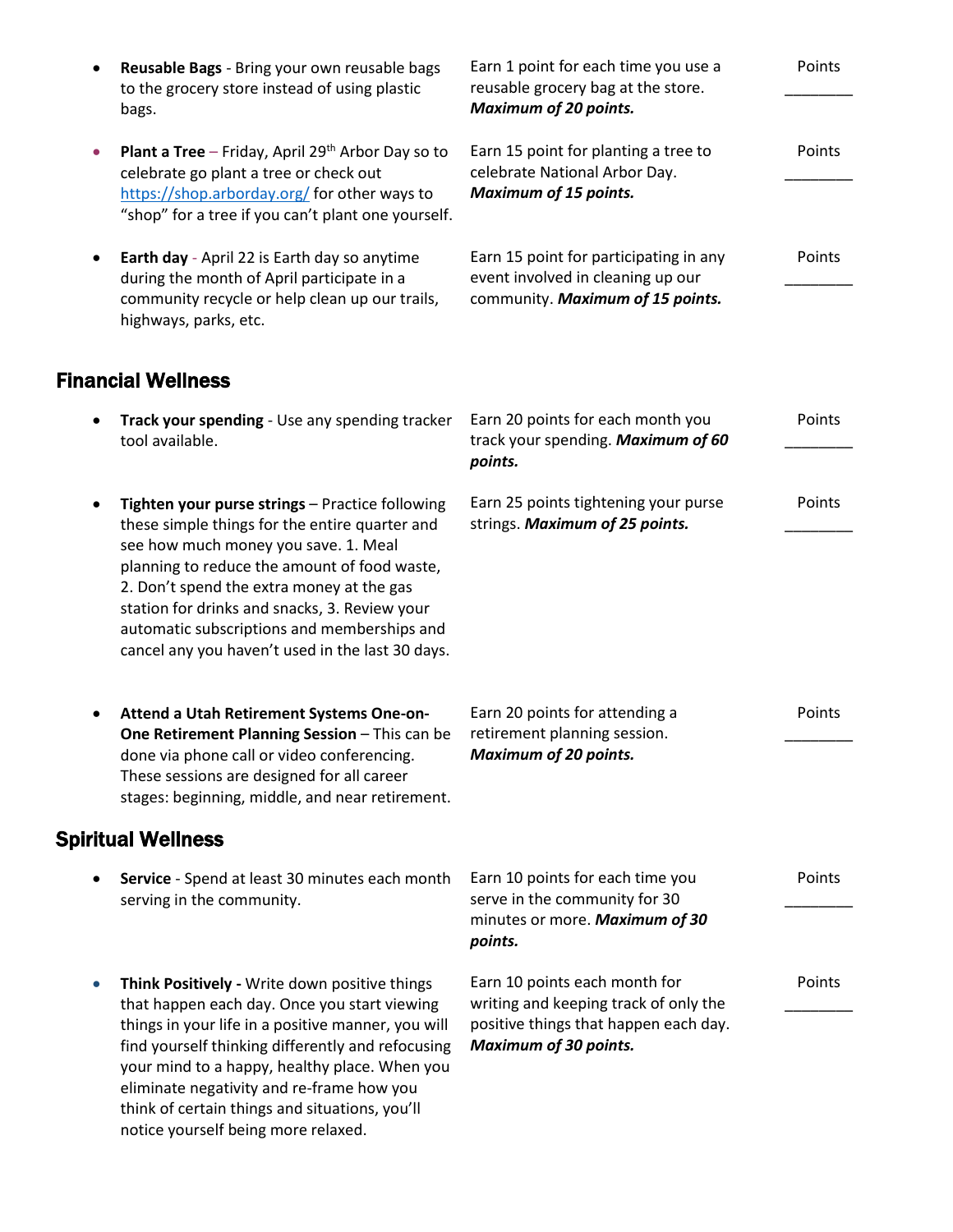| Activity | Points Earned | Points |
|---|---|---|
| **Reusable Bags** - Bring your own reusable bags to the grocery store instead of using plastic bags. | Earn 1 point for each time you use a reusable grocery bag at the store. ***Maximum of 20 points.*** | Points ________ |
| **Plant a Tree** – Friday, April 29th Arbor Day so to celebrate go plant a tree or check out [https://shop.arborday.org/](https://shop.arborday.org/) for other ways to "shop" for a tree if you can't plant one yourself. | Earn 15 point for planting a tree to celebrate National Arbor Day. ***Maximum of 15 points.*** | Points ________ |
| **Earth day** - April 22 is Earth day so anytime during the month of April participate in a community recycle or help clean up our trails, highways, parks, etc. | Earn 15 point for participating in any event involved in cleaning up our community. ***Maximum of 15 points.*** | Points ________ |

## Financial Wellness

| Activity | Points Earned | Points |
|---|---|---|
| **Track your spending** - Use any spending tracker tool available. | Earn 20 points for each month you track your spending. ***Maximum of 60 points.*** | Points ________ |
| **Tighten your purse strings** – Practice following these simple things for the entire quarter and see how much money you save. 1. Meal planning to reduce the amount of food waste, 2. Don't spend the extra money at the gas station for drinks and snacks, 3. Review your automatic subscriptions and memberships and cancel any you haven't used in the last 30 days. | Earn 25 points tightening your purse strings. ***Maximum of 25 points.*** | Points ________ |
| **Attend a Utah Retirement Systems One-on-One Retirement Planning Session** – This can be done via phone call or video conferencing. These sessions are designed for all career stages: beginning, middle, and near retirement. | Earn 20 points for attending a retirement planning session. ***Maximum of 20 points.*** | Points ________ |

## Spiritual Wellness

| Activity | Points Earned | Points |
|---|---|---|
| **Service** - Spend at least 30 minutes each month serving in the community. | Earn 10 points for each time you serve in the community for 30 minutes or more. ***Maximum of 30 points.*** | Points ________ |
| **Think Positively -** Write down positive things that happen each day. Once you start viewing things in your life in a positive manner, you will find yourself thinking differently and refocusing your mind to a happy, healthy place. When you eliminate negativity and re-frame how you think of certain things and situations, you'll notice yourself being more relaxed. | Earn 10 points each month for writing and keeping track of only the positive things that happen each day. ***Maximum of 30 points.*** | Points ________ |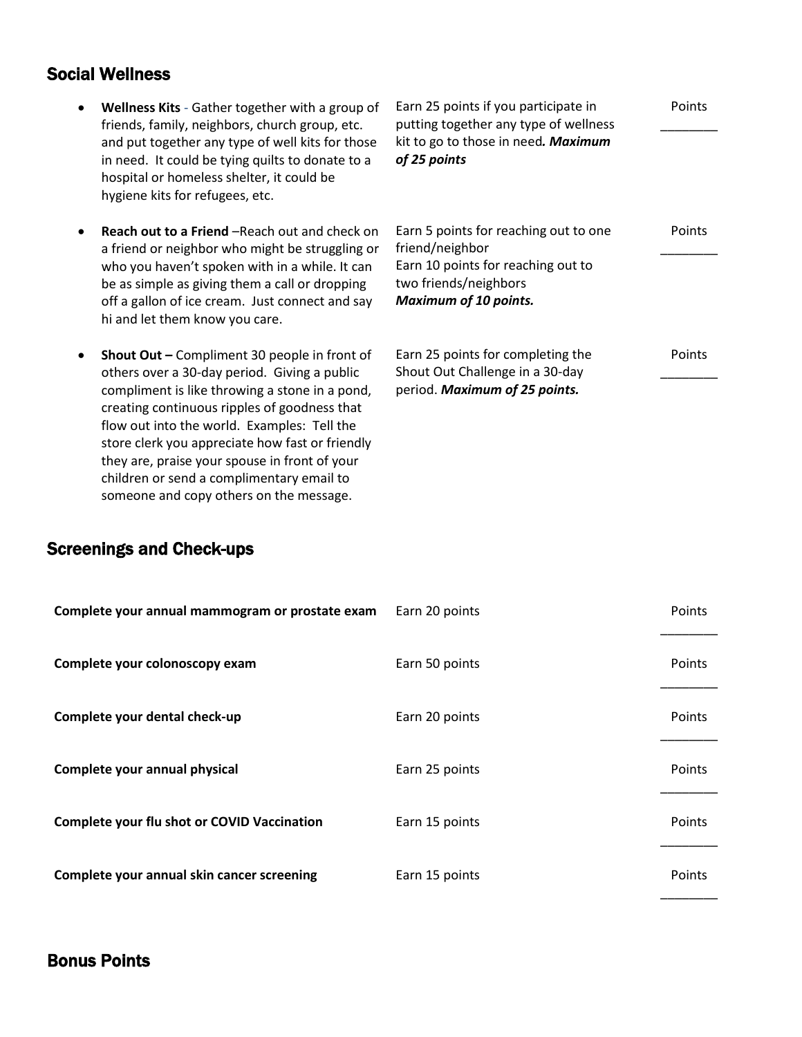## Social Wellness

| | | |
|---|---|---|
| • **Wellness Kits** - Gather together with a group of friends, family, neighbors, church group, etc. and put together any type of well kits for those in need. It could be tying quilts to donate to a hospital or homeless shelter, it could be hygiene kits for refugees, etc. | Earn 25 points if you participate in putting together any type of wellness kit to go to those in need***. Maximum of 25 points*** | Points ________ |
| • **Reach out to a Friend** –Reach out and check on a friend or neighbor who might be struggling or who you haven't spoken with in a while. It can be as simple as giving them a call or dropping off a gallon of ice cream. Just connect and say hi and let them know you care. | Earn 5 points for reaching out to one friend/neighbor<br>Earn 10 points for reaching out to two friends/neighbors<br>***Maximum of 10 points.*** | Points ________ |
| • **Shout Out –** Compliment 30 people in front of others over a 30-day period. Giving a public compliment is like throwing a stone in a pond, creating continuous ripples of goodness that flow out into the world. Examples: Tell the store clerk you appreciate how fast or friendly they are, praise your spouse in front of your children or send a complimentary email to someone and copy others on the message. | Earn 25 points for completing the Shout Out Challenge in a 30-day period. ***Maximum of 25 points.*** | Points ________ |

## Screenings and Check-ups

| | | |
|---|---|---|
| **Complete your annual mammogram or prostate exam** | Earn 20 points | Points ________ |
| **Complete your colonoscopy exam** | Earn 50 points | Points ________ |
| **Complete your dental check-up** | Earn 20 points | Points ________ |
| **Complete your annual physical** | Earn 25 points | Points ________ |
| **Complete your flu shot or COVID Vaccination** | Earn 15 points | Points ________ |
| **Complete your annual skin cancer screening** | Earn 15 points | Points ________ |

## Bonus Points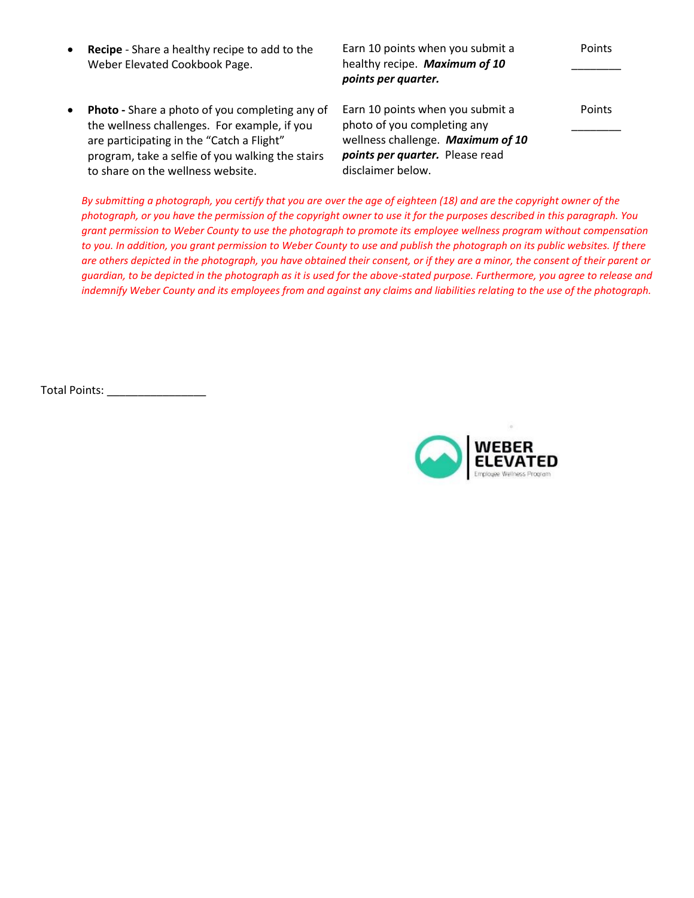- **Recipe** - Share a healthy recipe to add to the Weber Elevated Cookbook Page. — Earn 10 points when you submit a healthy recipe. ***Maximum of 10 points per quarter.*** — Points ________

- **Photo -** Share a photo of you completing any of the wellness challenges. For example, if you are participating in the "Catch a Flight" program, take a selfie of you walking the stairs to share on the wellness website. — Earn 10 points when you submit a photo of you completing any wellness challenge. ***Maximum of 10 points per quarter.*** Please read disclaimer below. — Points ________

*By submitting a photograph, you certify that you are over the age of eighteen (18) and are the copyright owner of the photograph, or you have the permission of the copyright owner to use it for the purposes described in this paragraph. You grant permission to Weber County to use the photograph to promote its employee wellness program without compensation to you. In addition, you grant permission to Weber County to use and publish the photograph on its public websites. If there are others depicted in the photograph, you have obtained their consent, or if they are a minor, the consent of their parent or guardian, to be depicted in the photograph as it is used for the above-stated purpose. Furthermore, you agree to release and indemnify Weber County and its employees from and against any claims and liabilities relating to the use of the photograph.*

Total Points: ________________

WEBER ELEVATED
Employee Wellness Program